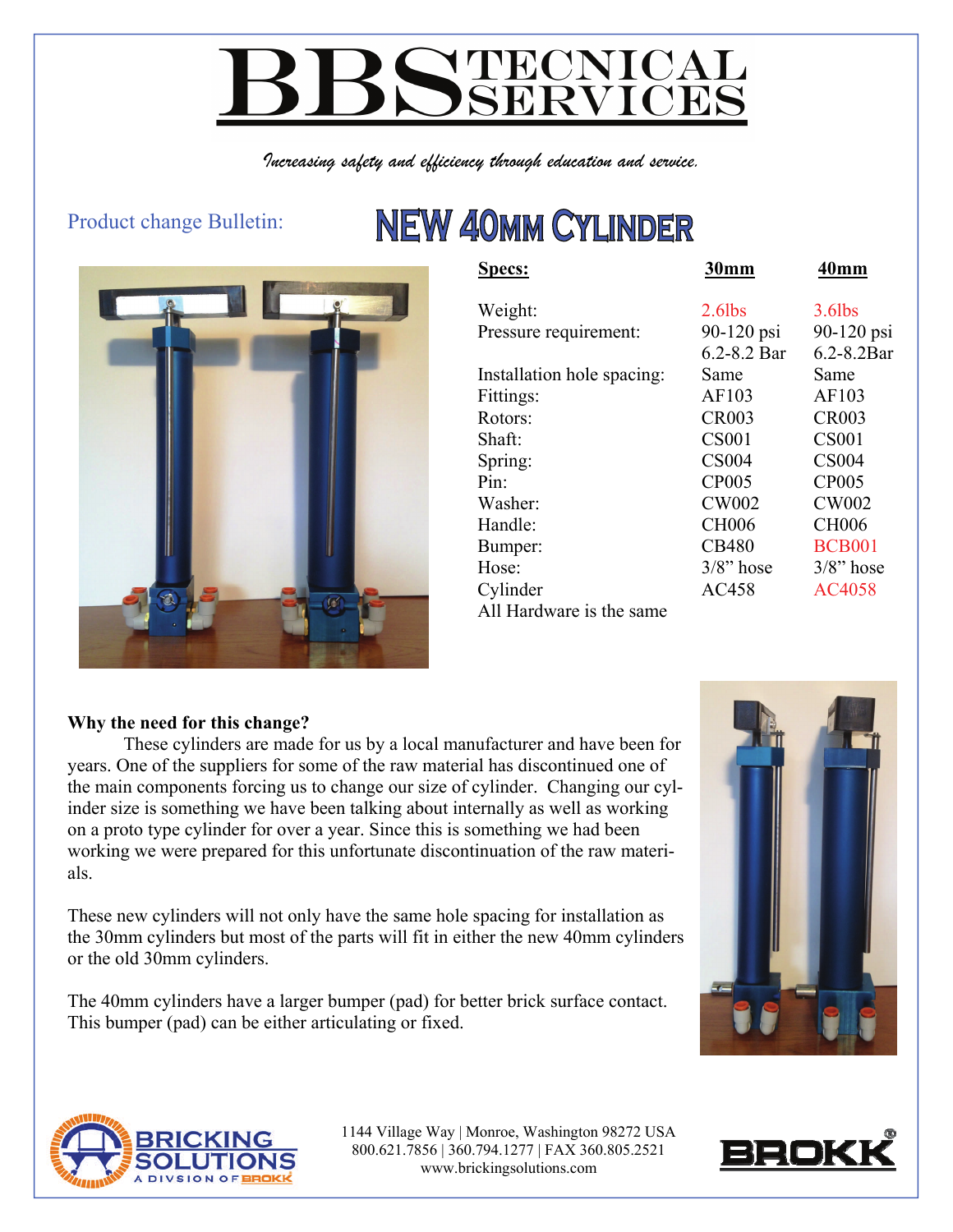# BBS TECNICAL SERVICES

*Increasing safety and efficiency through education and service.*

Product change Bulletin:

## NEW 40MM CYLINDER

| Specs: | 30mm | 40mm |
|---|---|---|
| Weight: | 2.6lbs | 3.6lbs |
| Pressure requirement: | 90-120 psi<br>6.2-8.2 Bar | 90-120 psi<br>6.2-8.2Bar |
| Installation hole spacing: | Same | Same |
| Fittings: | AF103 | AF103 |
| Rotors: | CR003 | CR003 |
| Shaft: | CS001 | CS001 |
| Spring: | CS004 | CS004 |
| Pin: | CP005 | CP005 |
| Washer: | CW002 | CW002 |
| Handle: | CH006 | CH006 |
| Bumper: | CB480 | BCB001 |
| Hose: | 3/8" hose | 3/8" hose |
| Cylinder | AC458 | AC4058 |

All Hardware is the same

**Why the need for this change?**

These cylinders are made for us by a local manufacturer and have been for years. One of the suppliers for some of the raw material has discontinued one of the main components forcing us to change our size of cylinder. Changing our cylinder size is something we have been talking about internally as well as working on a proto type cylinder for over a year. Since this is something we had been working we were prepared for this unfortunate discontinuation of the raw materials.

These new cylinders will not only have the same hole spacing for installation as the 30mm cylinders but most of the parts will fit in either the new 40mm cylinders or the old 30mm cylinders.

The 40mm cylinders have a larger bumper (pad) for better brick surface contact. This bumper (pad) can be either articulating or fixed.

BRICKING SOLUTIONS A DIVISION OF BROKK

1144 Village Way | Monroe, Washington 98272 USA
800.621.7856 | 360.794.1277 | FAX 360.805.2521
www.brickingsolutions.com

BROKK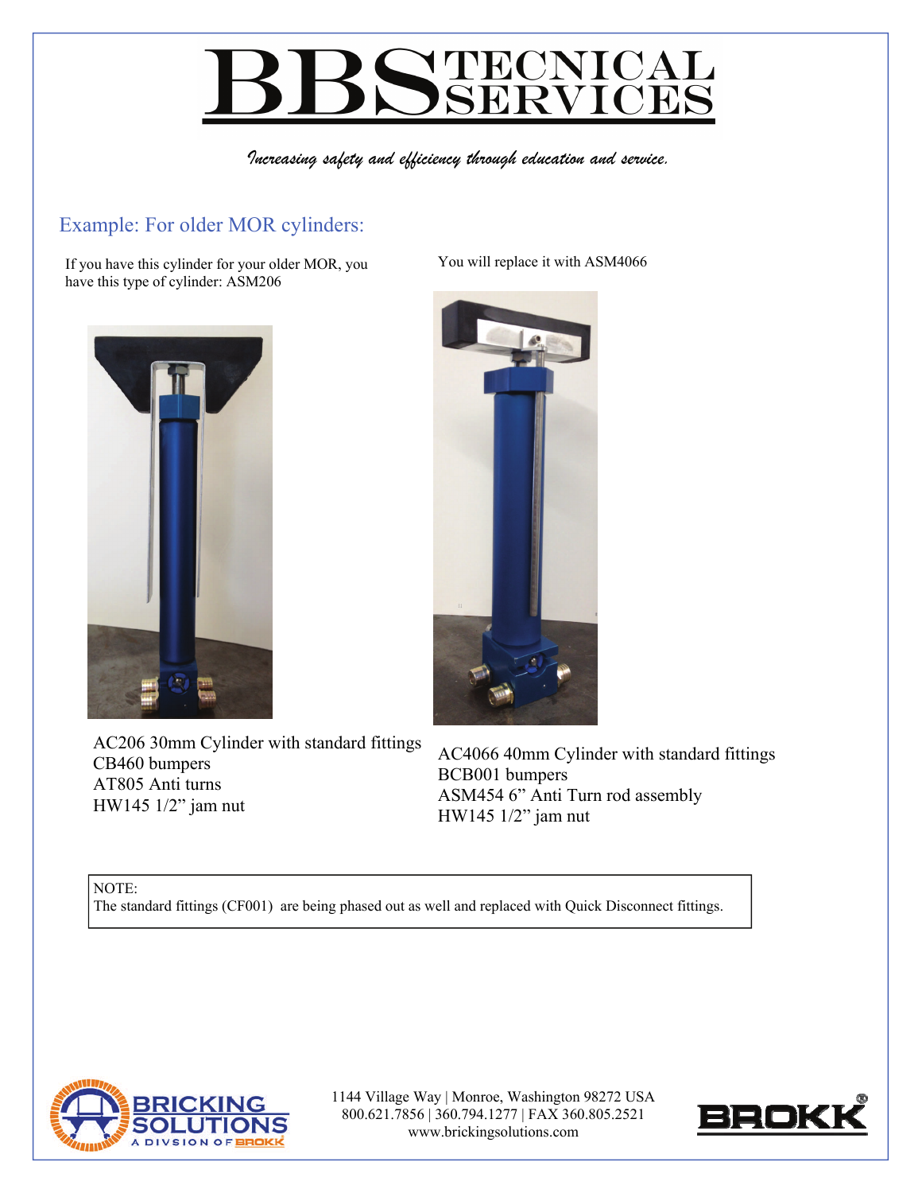## Example: For older MOR cylinders:

If you have this cylinder for your older MOR, you have this type of cylinder: ASM206

AC206 30mm Cylinder with standard fittings
CB460 bumpers
AT805 Anti turns
HW145 1/2" jam nut

You will replace it with ASM4066

AC4066 40mm Cylinder with standard fittings
BCB001 bumpers
ASM454 6" Anti Turn rod assembly
HW145 1/2" jam nut

NOTE:
The standard fittings (CF001) are being phased out as well and replaced with Quick Disconnect fittings.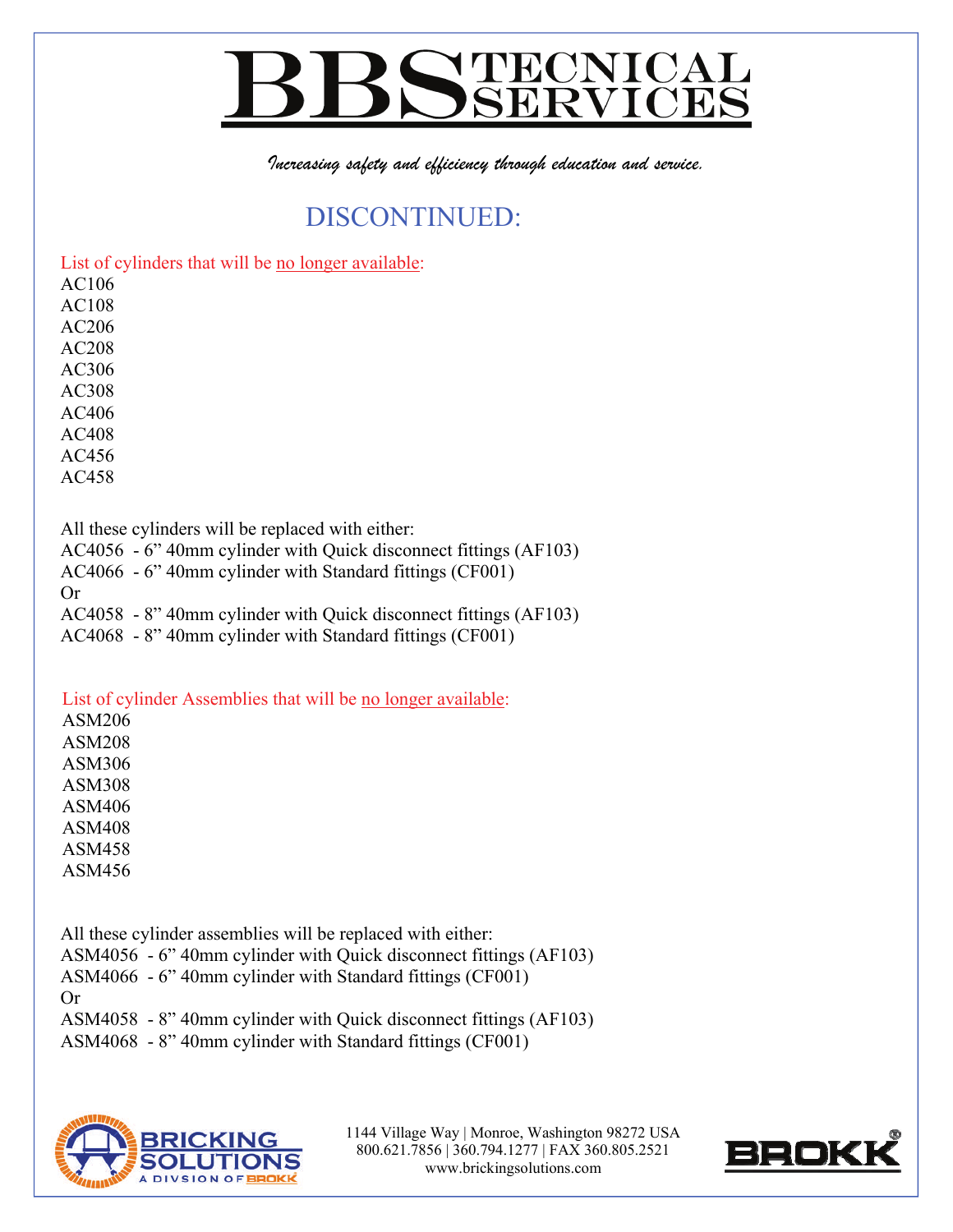# BBS TECNICAL SERVICES

*Increasing safety and efficiency through education and service.*

## DISCONTINUED:

List of cylinders that will be <u>no longer available</u>:

AC106
AC108
AC206
AC208
AC306
AC308
AC406
AC408
AC456
AC458

All these cylinders will be replaced with either:
AC4056 - 6" 40mm cylinder with Quick disconnect fittings (AF103)
AC4066 - 6" 40mm cylinder with Standard fittings (CF001)
Or
AC4058 - 8" 40mm cylinder with Quick disconnect fittings (AF103)
AC4068 - 8" 40mm cylinder with Standard fittings (CF001)

List of cylinder Assemblies that will be <u>no longer available</u>:

ASM206
ASM208
ASM306
ASM308
ASM406
ASM408
ASM458
ASM456

All these cylinder assemblies will be replaced with either:
ASM4056 - 6" 40mm cylinder with Quick disconnect fittings (AF103)
ASM4066 - 6" 40mm cylinder with Standard fittings (CF001)
Or
ASM4058 - 8" 40mm cylinder with Quick disconnect fittings (AF103)
ASM4068 - 8" 40mm cylinder with Standard fittings (CF001)

BRICKING SOLUTIONS A DIVSION OF BROKK

1144 Village Way | Monroe, Washington 98272 USA
800.621.7856 | 360.794.1277 | FAX 360.805.2521
www.brickingsolutions.com

BROKK®